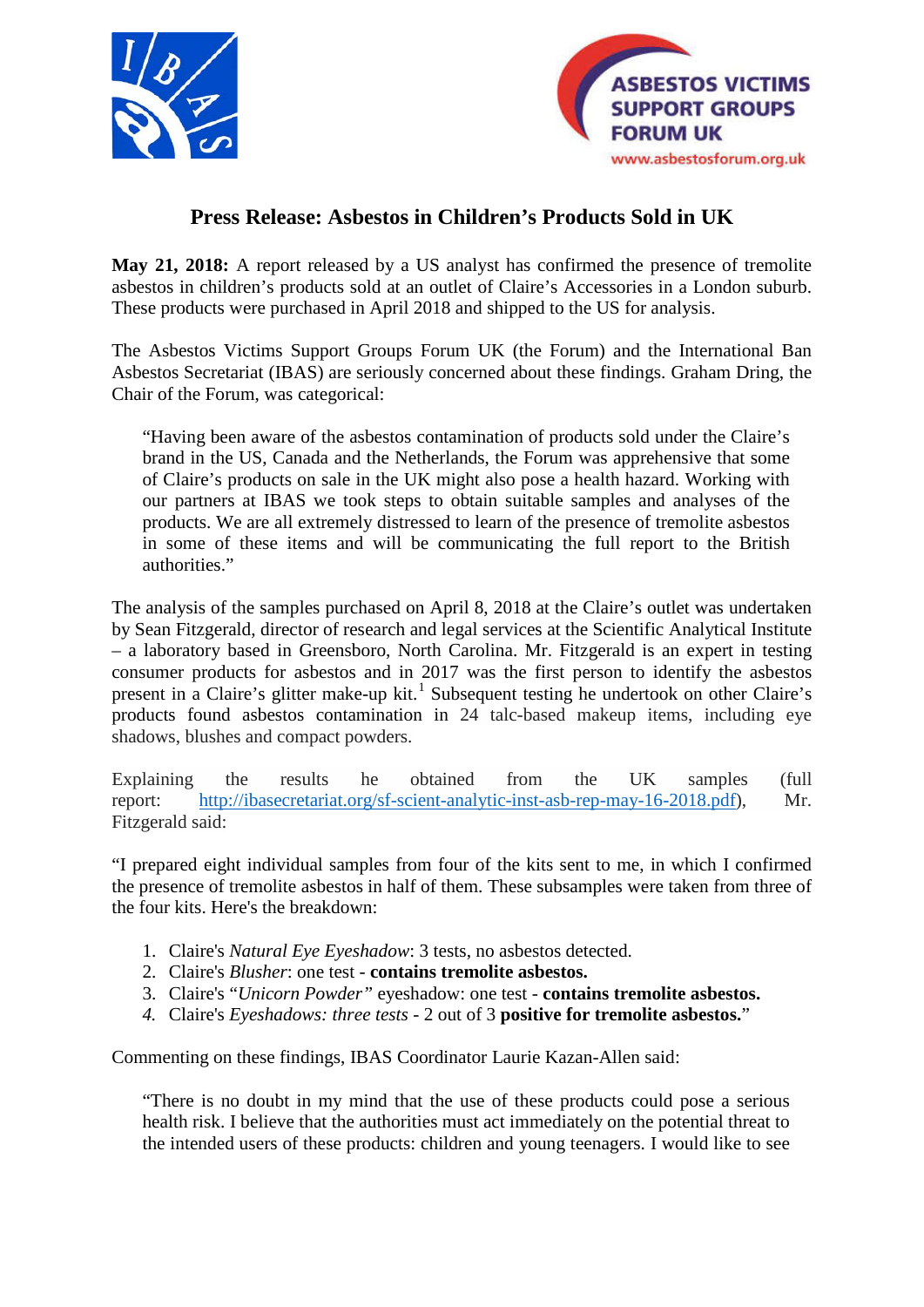ASBESTOS VICTIMS SUPPORT GROUPS FORUM UK
www.asbestosforum.org.uk

# Press Release: Asbestos in Children's Products Sold in UK

**May 21, 2018:** A report released by a US analyst has confirmed the presence of tremolite asbestos in children's products sold at an outlet of Claire's Accessories in a London suburb. These products were purchased in April 2018 and shipped to the US for analysis.

The Asbestos Victims Support Groups Forum UK (the Forum) and the International Ban Asbestos Secretariat (IBAS) are seriously concerned about these findings. Graham Dring, the Chair of the Forum, was categorical:

> "Having been aware of the asbestos contamination of products sold under the Claire's brand in the US, Canada and the Netherlands, the Forum was apprehensive that some of Claire's products on sale in the UK might also pose a health hazard. Working with our partners at IBAS we took steps to obtain suitable samples and analyses of the products. We are all extremely distressed to learn of the presence of tremolite asbestos in some of these items and will be communicating the full report to the British authorities."

The analysis of the samples purchased on April 8, 2018 at the Claire's outlet was undertaken by Sean Fitzgerald, director of research and legal services at the Scientific Analytical Institute – a laboratory based in Greensboro, North Carolina. Mr. Fitzgerald is an expert in testing consumer products for asbestos and in 2017 was the first person to identify the asbestos present in a Claire's glitter make-up kit.[1] Subsequent testing he undertook on other Claire's products found asbestos contamination in 24 talc-based makeup items, including eye shadows, blushes and compact powders.

Explaining the results he obtained from the UK samples (full report: http://ibasecretariat.org/sf-scient-analytic-inst-asb-rep-may-16-2018.pdf), Mr. Fitzgerald said:

"I prepared eight individual samples from four of the kits sent to me, in which I confirmed the presence of tremolite asbestos in half of them. These subsamples were taken from three of the four kits. Here's the breakdown:

1. Claire's *Natural Eye Eyeshadow*: 3 tests, no asbestos detected.
2. Claire's *Blusher*: one test - **contains tremolite asbestos.**
3. Claire's *"Unicorn Powder"* eyeshadow: one test - **contains tremolite asbestos.**
4. Claire's *Eyeshadows: three tests* - 2 out of 3 **positive for tremolite asbestos.**"

Commenting on these findings, IBAS Coordinator Laurie Kazan-Allen said:

> "There is no doubt in my mind that the use of these products could pose a serious health risk. I believe that the authorities must act immediately on the potential threat to the intended users of these products: children and young teenagers. I would like to see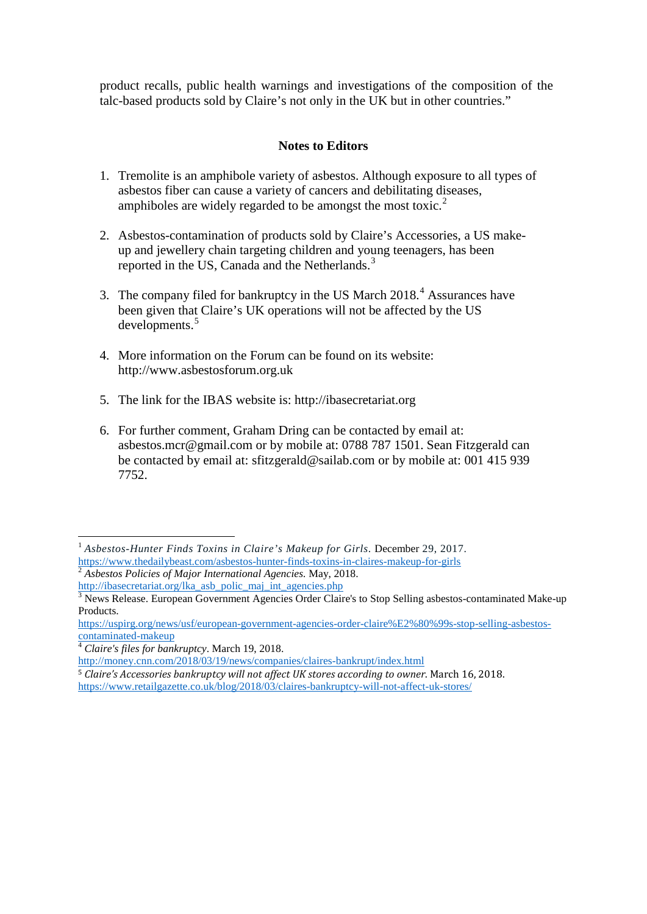product recalls, public health warnings and investigations of the composition of the talc-based products sold by Claire's not only in the UK but in other countries."

**Notes to Editors**

1. Tremolite is an amphibole variety of asbestos. Although exposure to all types of asbestos fiber can cause a variety of cancers and debilitating diseases, amphiboles are widely regarded to be amongst the most toxic.[2]

2. Asbestos-contamination of products sold by Claire's Accessories, a US make-up and jewellery chain targeting children and young teenagers, has been reported in the US, Canada and the Netherlands.[3]

3. The company filed for bankruptcy in the US March 2018.[4] Assurances have been given that Claire's UK operations will not be affected by the US developments.[5]

4. More information on the Forum can be found on its website: http://www.asbestosforum.org.uk

5. The link for the IBAS website is: http://ibasecretariat.org

6. For further comment, Graham Dring can be contacted by email at: asbestos.mcr@gmail.com or by mobile at: 0788 787 1501. Sean Fitzgerald can be contacted by email at: sfitzgerald@sailab.com or by mobile at: 001 415 939 7752.

---

[1] *Asbestos-Hunter Finds Toxins in Claire's Makeup for Girls.* December 29, 2017. https://www.thedailybeast.com/asbestos-hunter-finds-toxins-in-claires-makeup-for-girls

[2] *Asbestos Policies of Major International Agencies.* May, 2018. http://ibasecretariat.org/lka_asb_polic_maj_int_agencies.php

[3] News Release. European Government Agencies Order Claire's to Stop Selling asbestos-contaminated Make-up Products. https://uspirg.org/news/usf/european-government-agencies-order-claire%E2%80%99s-stop-selling-asbestos-contaminated-makeup

[4] *Claire's files for bankruptcy*. March 19, 2018. http://money.cnn.com/2018/03/19/news/companies/claires-bankrupt/index.html

[5] *Claire's Accessories bankruptcy will not affect UK stores according to owner.* March 16, 2018. https://www.retailgazette.co.uk/blog/2018/03/claires-bankruptcy-will-not-affect-uk-stores/